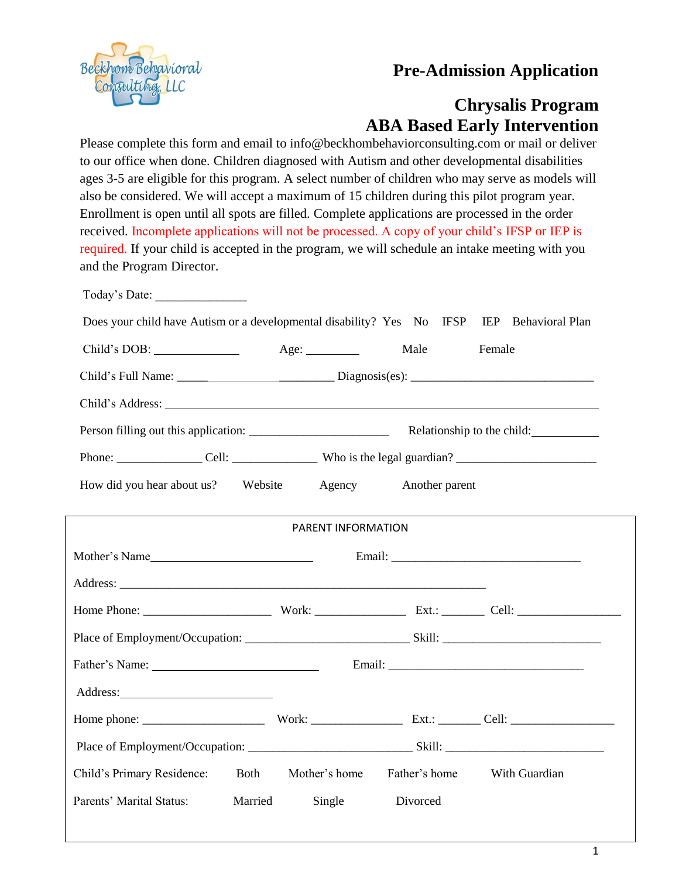Beckhom Behavioral Consulting, LLC

# Pre-Admission Application

## Chrysalis Program
## ABA Based Early Intervention

Please complete this form and email to info@beckhombehaviorconsulting.com or mail or deliver to our office when done. Children diagnosed with Autism and other developmental disabilities ages 3-5 are eligible for this program. A select number of children who may serve as models will also be considered. We will accept a maximum of 15 children during this pilot program year. Enrollment is open until all spots are filled. Complete applications are processed in the order received. Incomplete applications will not be processed. A copy of your child's IFSP or IEP is required. If your child is accepted in the program, we will schedule an intake meeting with you and the Program Director.

Today's Date: _______________

Does your child have Autism or a developmental disability? Yes No IFSP IEP Behavioral Plan

Child's DOB: ______________ Age: _________ Male Female

Child's Full Name: ________________________ Diagnosis(es): ______________________________

Child's Address: ______________________________________________________________________

Person filling out this application: ______________________ Relationship to the child: ___________

Phone: ______________ Cell: ______________ Who is the legal guardian? ______________________

How did you hear about us? Website Agency Another parent

PARENT INFORMATION

Mother's Name ___________________________ Email: _______________________________

Address: ______________________________________________________________

Home Phone: ____________________ Work: ______________ Ext.: _______ Cell: ________________

Place of Employment/Occupation: __________________________ Skill: _________________________

Father's Name: ___________________________ Email: ________________________________

Address: ________________________

Home phone: ____________________ Work: ______________ Ext.: _______ Cell: ________________

Place of Employment/Occupation: __________________________ Skill: _________________________

Child's Primary Residence: Both Mother's home Father's home With Guardian

Parents' Marital Status: Married Single Divorced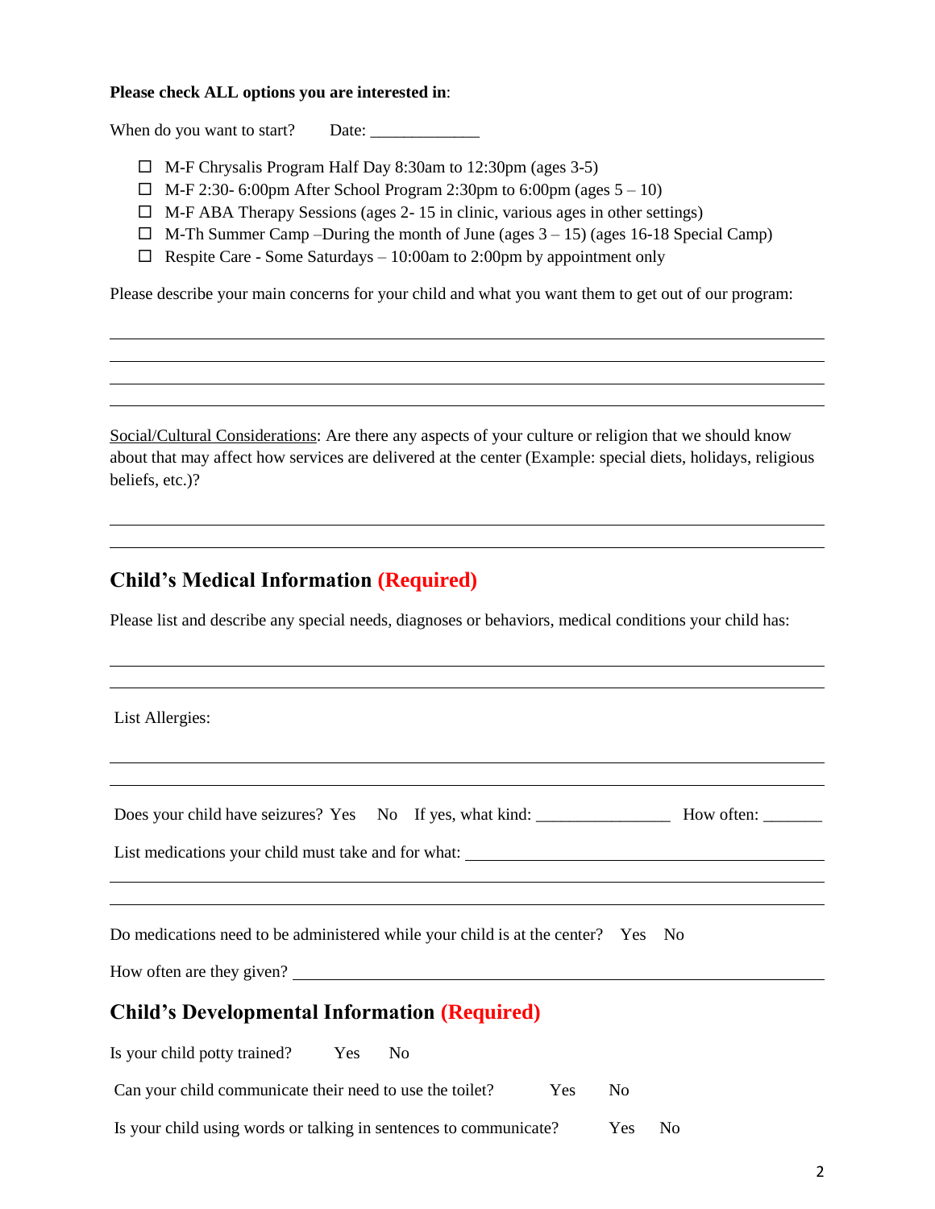**Please check ALL options you are interested in**:

When do you want to start? Date: _____________

- ☐ M-F Chrysalis Program Half Day 8:30am to 12:30pm (ages 3-5)
- ☐ M-F 2:30- 6:00pm After School Program 2:30pm to 6:00pm (ages 5 – 10)
- ☐ M-F ABA Therapy Sessions (ages 2- 15 in clinic, various ages in other settings)
- ☐ M-Th Summer Camp –During the month of June (ages 3 – 15) (ages 16-18 Special Camp)
- ☐ Respite Care - Some Saturdays – 10:00am to 2:00pm by appointment only

Please describe your main concerns for your child and what you want them to get out of our program:

______________________________________________________________________________

______________________________________________________________________________

______________________________________________________________________________

______________________________________________________________________________

Social/Cultural Considerations: Are there any aspects of your culture or religion that we should know about that may affect how services are delivered at the center (Example: special diets, holidays, religious beliefs, etc.)?

______________________________________________________________________________

______________________________________________________________________________

## Child's Medical Information (Required)

Please list and describe any special needs, diagnoses or behaviors, medical conditions your child has:

______________________________________________________________________________

______________________________________________________________________________

List Allergies:

______________________________________________________________________________

______________________________________________________________________________

Does your child have seizures? Yes No If yes, what kind: ________________ How often: _______

List medications your child must take and for what: ______________________________________

______________________________________________________________________________

______________________________________________________________________________

Do medications need to be administered while your child is at the center? Yes No

How often are they given? ___________________________________________________________

## Child's Developmental Information (Required)

Is your child potty trained? Yes No

Can your child communicate their need to use the toilet? Yes No

Is your child using words or talking in sentences to communicate? Yes No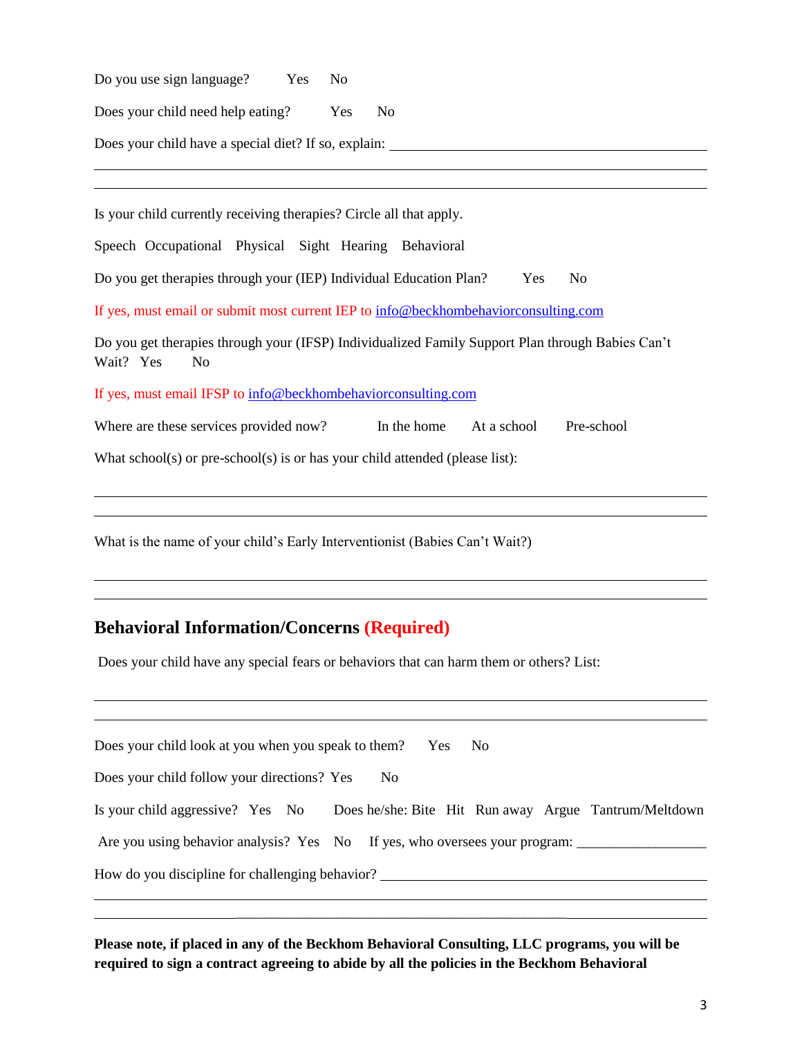Do you use sign language? Yes No

Does your child need help eating? Yes No

Does your child have a special diet? If so, explain: ______________________________

______________________________________________________________________

______________________________________________________________________

Is your child currently receiving therapies? Circle all that apply.

Speech Occupational Physical Sight Hearing Behavioral

Do you get therapies through your (IEP) Individual Education Plan? Yes No

If yes, must email or submit most current IEP to info@beckhombehaviorconsulting.com

Do you get therapies through your (IFSP) Individualized Family Support Plan through Babies Can't Wait? Yes No

If yes, must email IFSP to info@beckhombehaviorconsulting.com

Where are these services provided now? In the home At a school Pre-school

What school(s) or pre-school(s) is or has your child attended (please list):

______________________________________________________________________

______________________________________________________________________

What is the name of your child's Early Interventionist (Babies Can't Wait?)

______________________________________________________________________

______________________________________________________________________

## Behavioral Information/Concerns (Required)

Does your child have any special fears or behaviors that can harm them or others? List:

______________________________________________________________________

______________________________________________________________________

Does your child look at you when you speak to them? Yes No

Does your child follow your directions? Yes No

Is your child aggressive? Yes No Does he/she: Bite Hit Run away Argue Tantrum/Meltdown

Are you using behavior analysis? Yes No If yes, who oversees your program: __________________

How do you discipline for challenging behavior? ______________________________

______________________________________________________________________

______________________________________________________________________

**Please note, if placed in any of the Beckhom Behavioral Consulting, LLC programs, you will be required to sign a contract agreeing to abide by all the policies in the Beckhom Behavioral**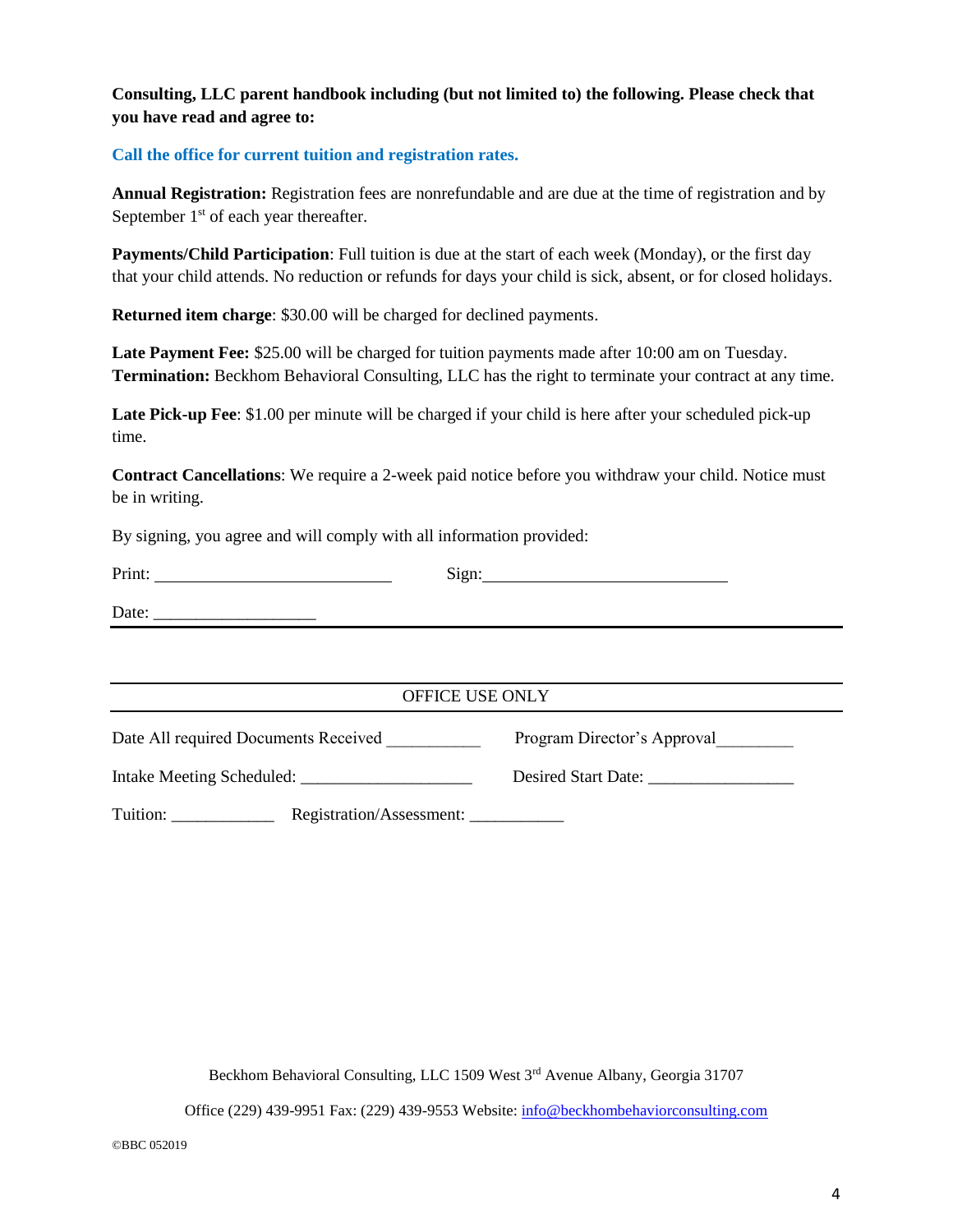**Consulting, LLC parent handbook including (but not limited to) the following. Please check that you have read and agree to:**

**Call the office for current tuition and registration rates.**

**Annual Registration:** Registration fees are nonrefundable and are due at the time of registration and by September 1st of each year thereafter.

**Payments/Child Participation**: Full tuition is due at the start of each week (Monday), or the first day that your child attends. No reduction or refunds for days your child is sick, absent, or for closed holidays.

**Returned item charge**: $30.00 will be charged for declined payments.

**Late Payment Fee:** $25.00 will be charged for tuition payments made after 10:00 am on Tuesday.
**Termination:** Beckhom Behavioral Consulting, LLC has the right to terminate your contract at any time.

**Late Pick-up Fee**: $1.00 per minute will be charged if your child is here after your scheduled pick-up time.

**Contract Cancellations**: We require a 2-week paid notice before you withdraw your child. Notice must be in writing.

By signing, you agree and will comply with all information provided:

Print: ____________________________ Sign: ____________________________

Date: ___________________

---

OFFICE USE ONLY

---

Date All required Documents Received ___________ Program Director's Approval_________

Intake Meeting Scheduled: ____________________ Desired Start Date: _________________

Tuition: ____________ Registration/Assessment: ___________

Beckhom Behavioral Consulting, LLC 1509 West 3rd Avenue Albany, Georgia 31707

Office (229) 439-9951 Fax: (229) 439-9553 Website: info@beckhombehaviorconsulting.com

©BBC 052019